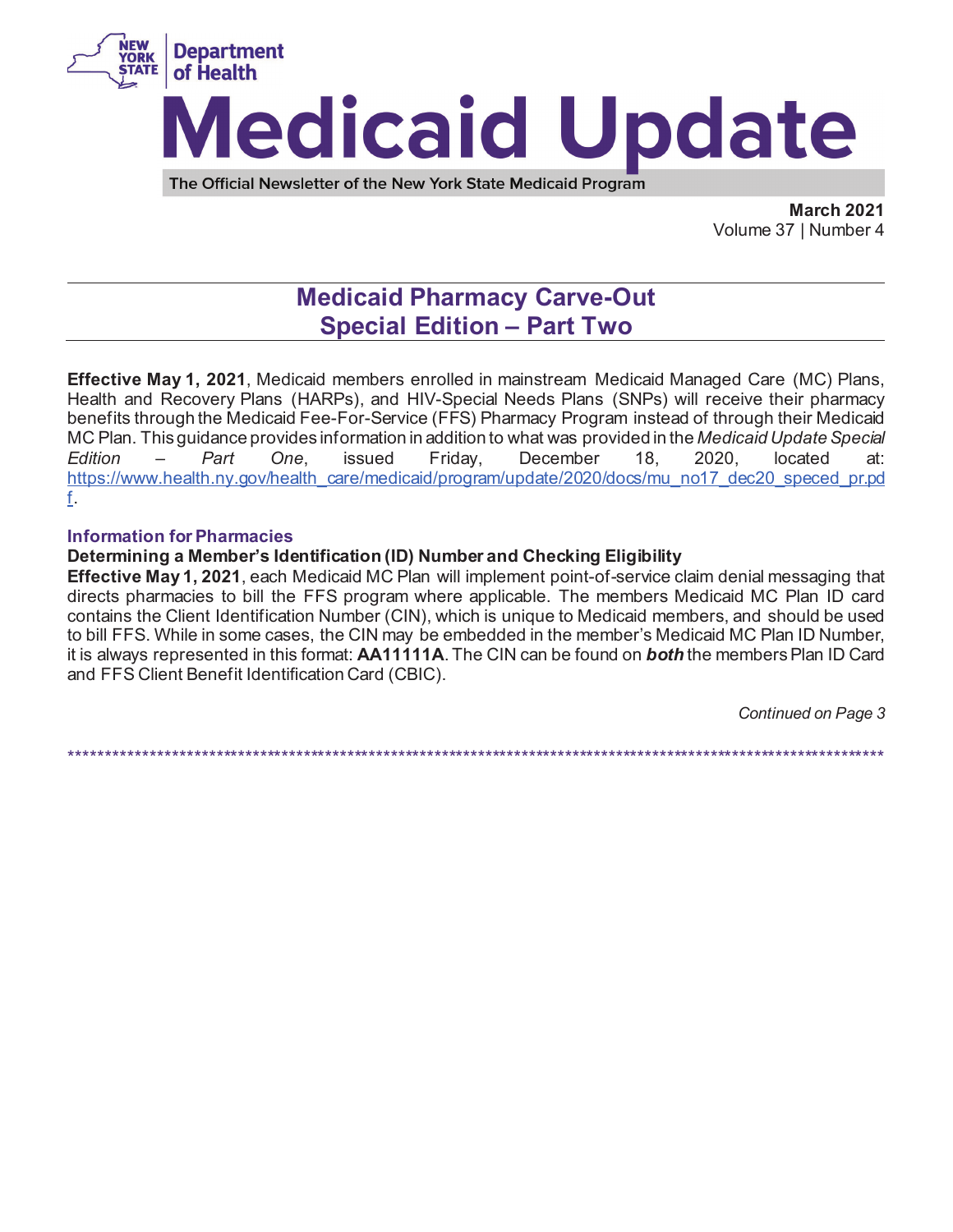New York State Department of Health

# Medicaid Update

The Official Newsletter of the New York State Medicaid Program

**March 2021**
Volume 37 | Number 4

## Medicaid Pharmacy Carve-Out Special Edition – Part Two

**Effective May 1, 2021**, Medicaid members enrolled in mainstream Medicaid Managed Care (MC) Plans, Health and Recovery Plans (HARPs), and HIV-Special Needs Plans (SNPs) will receive their pharmacy benefits through the Medicaid Fee-For-Service (FFS) Pharmacy Program instead of through their Medicaid MC Plan. This guidance provides information in addition to what was provided in the *Medicaid Update Special Edition – Part One*, issued Friday, December 18, 2020, located at: https://www.health.ny.gov/health_care/medicaid/program/update/2020/docs/mu_no17_dec20_speced_pr.pdf.

### Information for Pharmacies

**Determining a Member's Identification (ID) Number and Checking Eligibility**

**Effective May 1, 2021**, each Medicaid MC Plan will implement point-of-service claim denial messaging that directs pharmacies to bill the FFS program where applicable. The members Medicaid MC Plan ID card contains the Client Identification Number (CIN), which is unique to Medicaid members, and should be used to bill FFS. While in some cases, the CIN may be embedded in the member's Medicaid MC Plan ID Number, it is always represented in this format: **AA11111A**. The CIN can be found on ***both*** the members Plan ID Card and FFS Client Benefit Identification Card (CBIC).

*Continued on Page 3*

*****************************************************************************************************************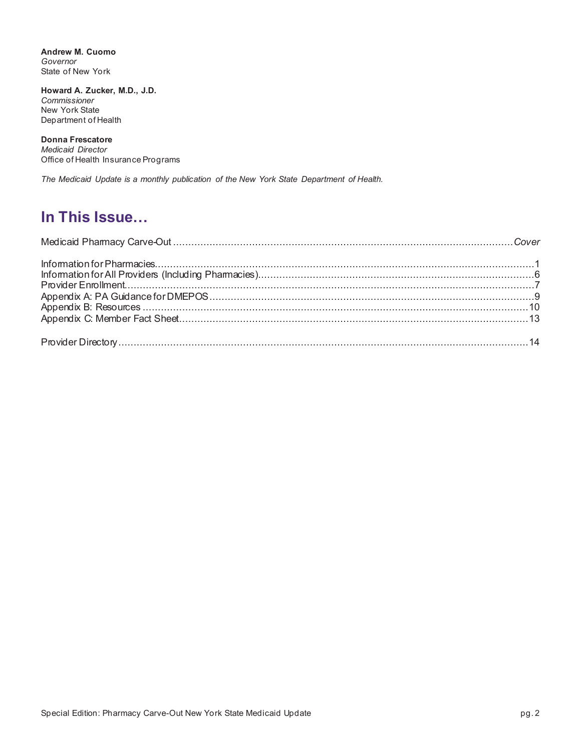**Andrew M. Cuomo**
*Governor*
State of New York

**Howard A. Zucker, M.D., J.D.**
*Commissioner*
New York State
Department of Health

**Donna Frescatore**
*Medicaid Director*
Office of Health Insurance Programs

*The Medicaid Update is a monthly publication of the New York State Department of Health.*

## In This Issue…

Medicaid Pharmacy Carve-Out ........................................................................ *Cover*

Information for Pharmacies........................................................................ 1
Information for All Providers (Including Pharmacies)........................................ 6
Provider Enrollment........................................................................ 7
Appendix A: PA Guidance for DMEPOS........................................................ 9
Appendix B: Resources........................................................................ 10
Appendix C: Member Fact Sheet........................................................................ 13

Provider Directory........................................................................ 14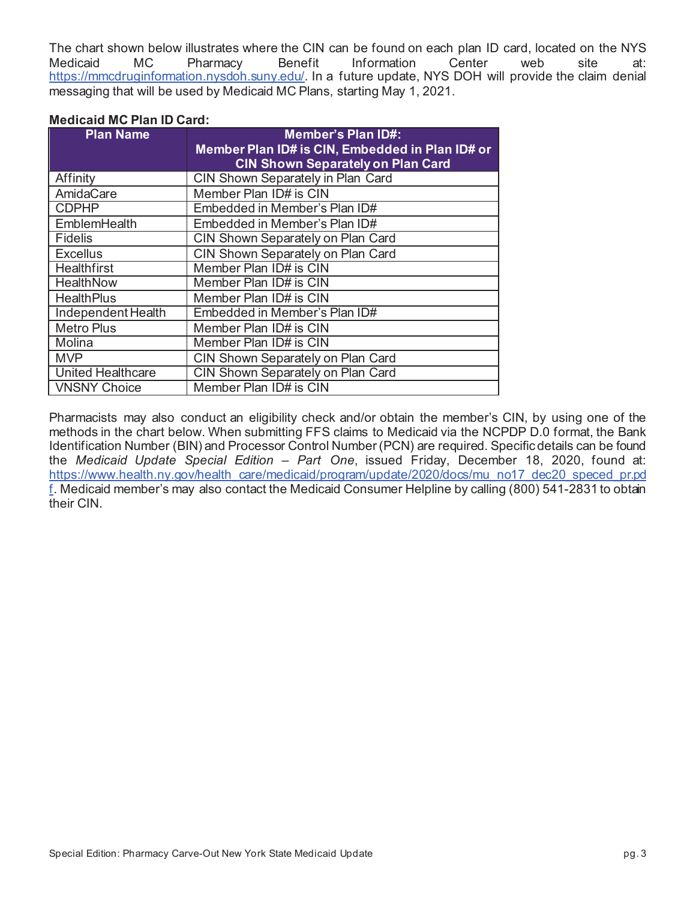The chart shown below illustrates where the CIN can be found on each plan ID card, located on the NYS Medicaid MC Pharmacy Benefit Information Center web site at: https://mmcdruginformation.nysdoh.suny.edu/. In a future update, NYS DOH will provide the claim denial messaging that will be used by Medicaid MC Plans, starting May 1, 2021.

**Medicaid MC Plan ID Card:**

| Plan Name | Member's Plan ID#: Member Plan ID# is CIN, Embedded in Plan ID# or CIN Shown Separately on Plan Card |
|---|---|
| Affinity | CIN Shown Separately in Plan Card |
| AmidaCare | Member Plan ID# is CIN |
| CDPHP | Embedded in Member's Plan ID# |
| EmblemHealth | Embedded in Member's Plan ID# |
| Fidelis | CIN Shown Separately on Plan Card |
| Excellus | CIN Shown Separately on Plan Card |
| Healthfirst | Member Plan ID# is CIN |
| HealthNow | Member Plan ID# is CIN |
| HealthPlus | Member Plan ID# is CIN |
| Independent Health | Embedded in Member's Plan ID# |
| Metro Plus | Member Plan ID# is CIN |
| Molina | Member Plan ID# is CIN |
| MVP | CIN Shown Separately on Plan Card |
| United Healthcare | CIN Shown Separately on Plan Card |
| VNSNY Choice | Member Plan ID# is CIN |

Pharmacists may also conduct an eligibility check and/or obtain the member's CIN, by using one of the methods in the chart below. When submitting FFS claims to Medicaid via the NCPDP D.0 format, the Bank Identification Number (BIN) and Processor Control Number (PCN) are required. Specific details can be found the *Medicaid Update Special Edition – Part One*, issued Friday, December 18, 2020, found at: https://www.health.ny.gov/health_care/medicaid/program/update/2020/docs/mu_no17_dec20_speced_pr.pdf. Medicaid member's may also contact the Medicaid Consumer Helpline by calling (800) 541-2831 to obtain their CIN.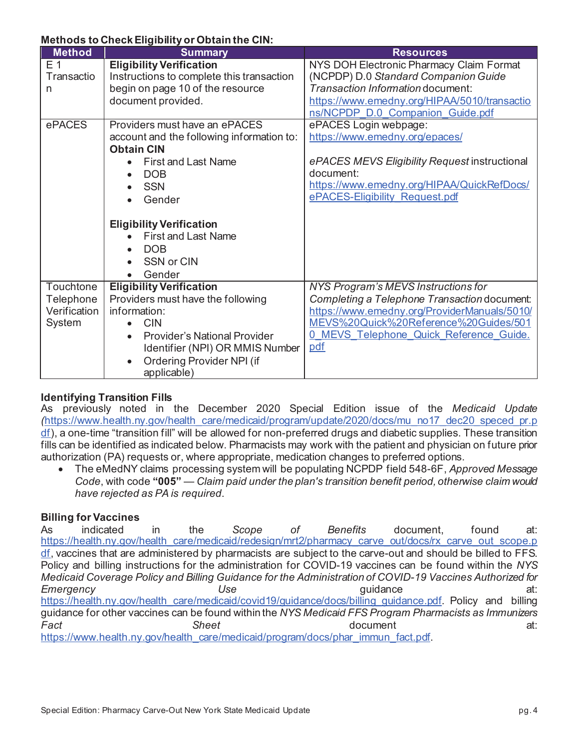**Methods to Check Eligibility or Obtain the CIN:**

| Method | Summary | Resources |
|---|---|---|
| E 1 Transaction | **Eligibility Verification**<br>Instructions to complete this transaction begin on page 10 of the resource document provided. | NYS DOH Electronic Pharmacy Claim Format (NCPDP) D.0 *Standard Companion Guide Transaction Information* document:<br>https://www.emedny.org/HIPAA/5010/transactions/NCPDP_D.0_Companion_Guide.pdf |
| ePACES | Providers must have an ePACES account and the following information to:<br>**Obtain CIN**<br>• First and Last Name<br>• DOB<br>• SSN<br>• Gender<br><br>**Eligibility Verification**<br>• First and Last Name<br>• DOB<br>• SSN or CIN<br>• Gender | ePACES Login webpage:<br>https://www.emedny.org/epaces/<br><br>*ePACES MEVS Eligibility Request* instructional document:<br>https://www.emedny.org/HIPAA/QuickRefDocs/ePACES-Eligibility_Request.pdf |
| Touchtone Telephone Verification System | **Eligibility Verification**<br>Providers must have the following information:<br>• CIN<br>• Provider's National Provider Identifier (NPI) OR MMIS Number<br>• Ordering Provider NPI (if applicable) | *NYS Program's MEVS Instructions for Completing a Telephone Transaction* document:<br>https://www.emedny.org/ProviderManuals/5010/MEVS%20Quick%20Reference%20Guides/5010_MEVS_Telephone_Quick_Reference_Guide.pdf |

**Identifying Transition Fills**

As previously noted in the December 2020 Special Edition issue of the *Medicaid Update* (https://www.health.ny.gov/health_care/medicaid/program/update/2020/docs/mu_no17_dec20_speced_pr.pdf), a one-time "transition fill" will be allowed for non-preferred drugs and diabetic supplies. These transition fills can be identified as indicated below. Pharmacists may work with the patient and physician on future prior authorization (PA) requests or, where appropriate, medication changes to preferred options.

- The eMedNY claims processing system will be populating NCPDP field 548-6F, *Approved Message Code*, with code **"005"** — *Claim paid under the plan's transition benefit period, otherwise claim would have rejected as PA is required.*

**Billing for Vaccines**

As indicated in the *Scope of Benefits* document, found at: https://health.ny.gov/health_care/medicaid/redesign/mrt2/pharmacy_carve_out/docs/rx_carve_out_scope.pdf, vaccines that are administered by pharmacists are subject to the carve-out and should be billed to FFS. Policy and billing instructions for the administration for COVID-19 vaccines can be found within the *NYS Medicaid Coverage Policy and Billing Guidance for the Administration of COVID-19 Vaccines Authorized for Emergency Use* guidance at: https://health.ny.gov/health_care/medicaid/covid19/guidance/docs/billing_guidance.pdf. Policy and billing guidance for other vaccines can be found within the *NYS Medicaid FFS Program Pharmacists as Immunizers Fact Sheet* document at: https://www.health.ny.gov/health_care/medicaid/program/docs/phar_immun_fact.pdf.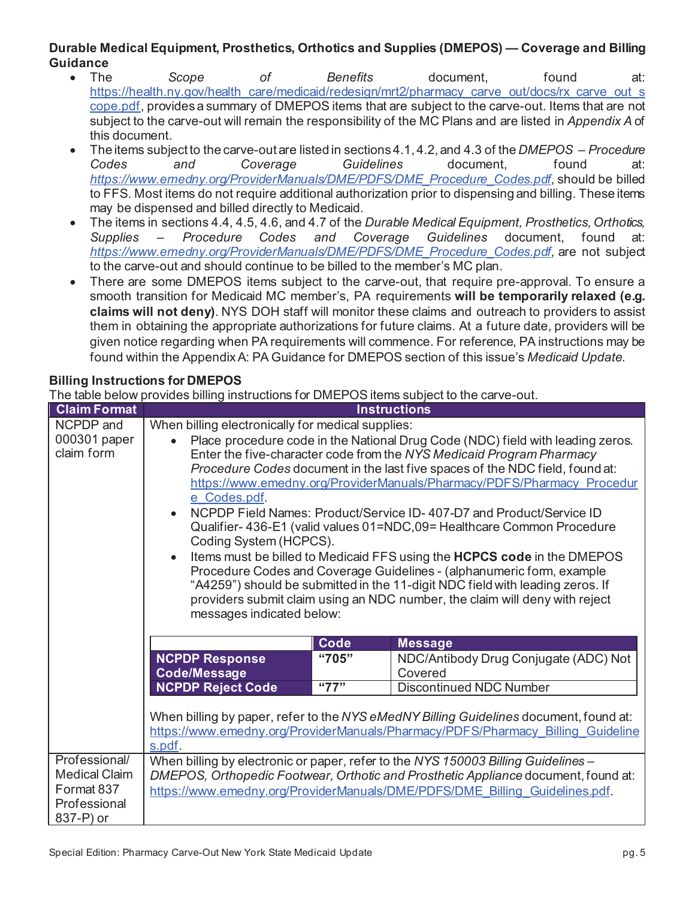### Durable Medical Equipment, Prosthetics, Orthotics and Supplies (DMEPOS) — Coverage and Billing Guidance

- The *Scope of Benefits* document, found at: https://health.ny.gov/health_care/medicaid/redesign/mrt2/pharmacy_carve_out/docs/rx_carve_out_scope.pdf, provides a summary of DMEPOS items that are subject to the carve-out. Items that are not subject to the carve-out will remain the responsibility of the MC Plans and are listed in *Appendix A* of this document.
- The items subject to the carve-out are listed in sections 4.1, 4.2, and 4.3 of the *DMEPOS – Procedure Codes and Coverage Guidelines* document, found at: *https://www.emedny.org/ProviderManuals/DME/PDFS/DME_Procedure_Codes.pdf*, should be billed to FFS. Most items do not require additional authorization prior to dispensing and billing. These items may be dispensed and billed directly to Medicaid.
- The items in sections 4.4, 4.5, 4.6, and 4.7 of the *Durable Medical Equipment, Prosthetics, Orthotics, Supplies – Procedure Codes and Coverage Guidelines* document, found at: *https://www.emedny.org/ProviderManuals/DME/PDFS/DME_Procedure_Codes.pdf*, are not subject to the carve-out and should continue to be billed to the member's MC plan.
- There are some DMEPOS items subject to the carve-out, that require pre-approval. To ensure a smooth transition for Medicaid MC member's, PA requirements **will be temporarily relaxed (e.g. claims will not deny)**. NYS DOH staff will monitor these claims and outreach to providers to assist them in obtaining the appropriate authorizations for future claims. At a future date, providers will be given notice regarding when PA requirements will commence. For reference, PA instructions may be found within the Appendix A: PA Guidance for DMEPOS section of this issue's *Medicaid Update*.

### Billing Instructions for DMEPOS

The table below provides billing instructions for DMEPOS items subject to the carve-out.

| Claim Format | Instructions |
|---|---|
| NCPDP and 000301 paper claim form | When billing electronically for medical supplies:<br>• Place procedure code in the National Drug Code (NDC) field with leading zeros. Enter the five-character code from the *NYS Medicaid Program Pharmacy Procedure Codes* document in the last five spaces of the NDC field, found at: https://www.emedny.org/ProviderManuals/Pharmacy/PDFS/Pharmacy_Procedure_Codes.pdf.<br>• NCPDP Field Names: Product/Service ID- 407-D7 and Product/Service ID Qualifier- 436-E1 (valid values 01=NDC,09= Healthcare Common Procedure Coding System (HCPCS).<br>• Items must be billed to Medicaid FFS using the **HCPCS code** in the DMEPOS Procedure Codes and Coverage Guidelines - (alphanumeric form, example "A4259") should be submitted in the 11-digit NDC field with leading zeros. If providers submit claim using an NDC number, the claim will deny with reject messages indicated below:<br><br>**NCPDP Response Code/Message** — Code: "705" — Message: NDC/Antibody Drug Conjugate (ADC) Not Covered<br>**NCPDP Reject Code** — Code: "77" — Message: Discontinued NDC Number<br><br>When billing by paper, refer to the *NYS eMedNY Billing Guidelines* document, found at: https://www.emedny.org/ProviderManuals/Pharmacy/PDFS/Pharmacy_Billing_Guidelines.pdf. |
| Professional/ Medical Claim Format 837 Professional 837-P) or | When billing by electronic or paper, refer to the *NYS 150003 Billing Guidelines – DMEPOS, Orthopedic Footwear, Orthotic and Prosthetic Appliance* document, found at: https://www.emedny.org/ProviderManuals/DME/PDFS/DME_Billing_Guidelines.pdf. |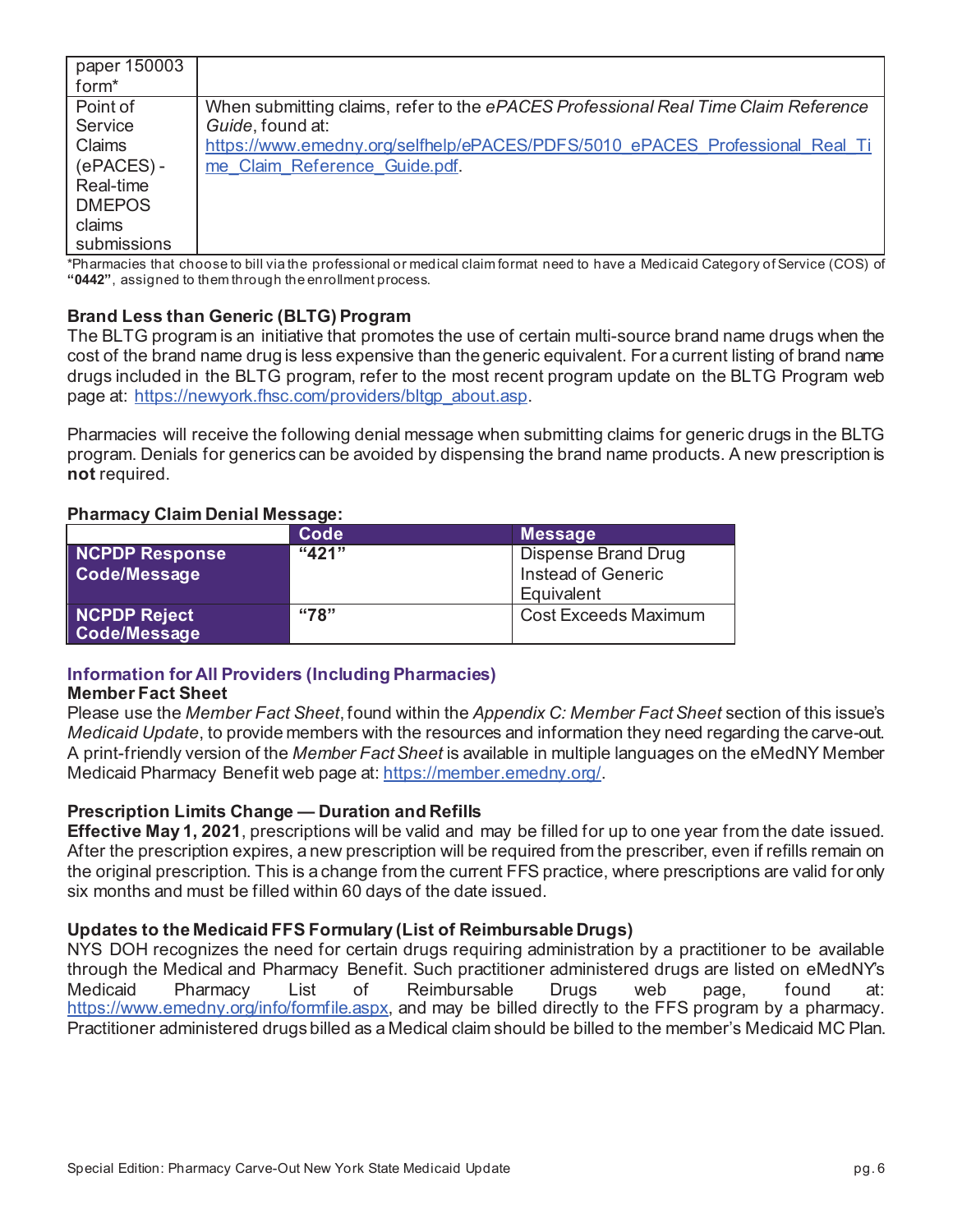| paper 150003 form* | |
|---|---|
| Point of Service Claims (ePACES) - Real-time DMEPOS claims submissions | When submitting claims, refer to the *ePACES Professional Real Time Claim Reference Guide*, found at: https://www.emedny.org/selfhelp/ePACES/PDFS/5010_ePACES_Professional_Real_Time_Claim_Reference_Guide.pdf. |

*Pharmacies that choose to bill via the professional or medical claim format need to have a Medicaid Category of Service (COS) of **"0442"**, assigned to them through the enrollment process.

### Brand Less than Generic (BLTG) Program

The BLTG program is an initiative that promotes the use of certain multi-source brand name drugs when the cost of the brand name drug is less expensive than the generic equivalent. For a current listing of brand name drugs included in the BLTG program, refer to the most recent program update on the BLTG Program web page at: https://newyork.fhsc.com/providers/bltgp_about.asp.

Pharmacies will receive the following denial message when submitting claims for generic drugs in the BLTG program. Denials for generics can be avoided by dispensing the brand name products. A new prescription is **not** required.

**Pharmacy Claim Denial Message:**

| | Code | Message |
|---|---|---|
| **NCPDP Response Code/Message** | **"421"** | Dispense Brand Drug Instead of Generic Equivalent |
| **NCPDP Reject Code/Message** | **"78"** | Cost Exceeds Maximum |

## Information for All Providers (Including Pharmacies)

### Member Fact Sheet

Please use the *Member Fact Sheet*, found within the *Appendix C: Member Fact Sheet* section of this issue's *Medicaid Update*, to provide members with the resources and information they need regarding the carve-out. A print-friendly version of the *Member Fact Sheet* is available in multiple languages on the eMedNY Member Medicaid Pharmacy Benefit web page at: https://member.emedny.org/.

### Prescription Limits Change — Duration and Refills

**Effective May 1, 2021**, prescriptions will be valid and may be filled for up to one year from the date issued. After the prescription expires, a new prescription will be required from the prescriber, even if refills remain on the original prescription. This is a change from the current FFS practice, where prescriptions are valid for only six months and must be filled within 60 days of the date issued.

### Updates to the Medicaid FFS Formulary (List of Reimbursable Drugs)

NYS DOH recognizes the need for certain drugs requiring administration by a practitioner to be available through the Medical and Pharmacy Benefit. Such practitioner administered drugs are listed on eMedNY's Medicaid Pharmacy List of Reimbursable Drugs web page, found at: https://www.emedny.org/info/formfile.aspx, and may be billed directly to the FFS program by a pharmacy. Practitioner administered drugs billed as a Medical claim should be billed to the member's Medicaid MC Plan.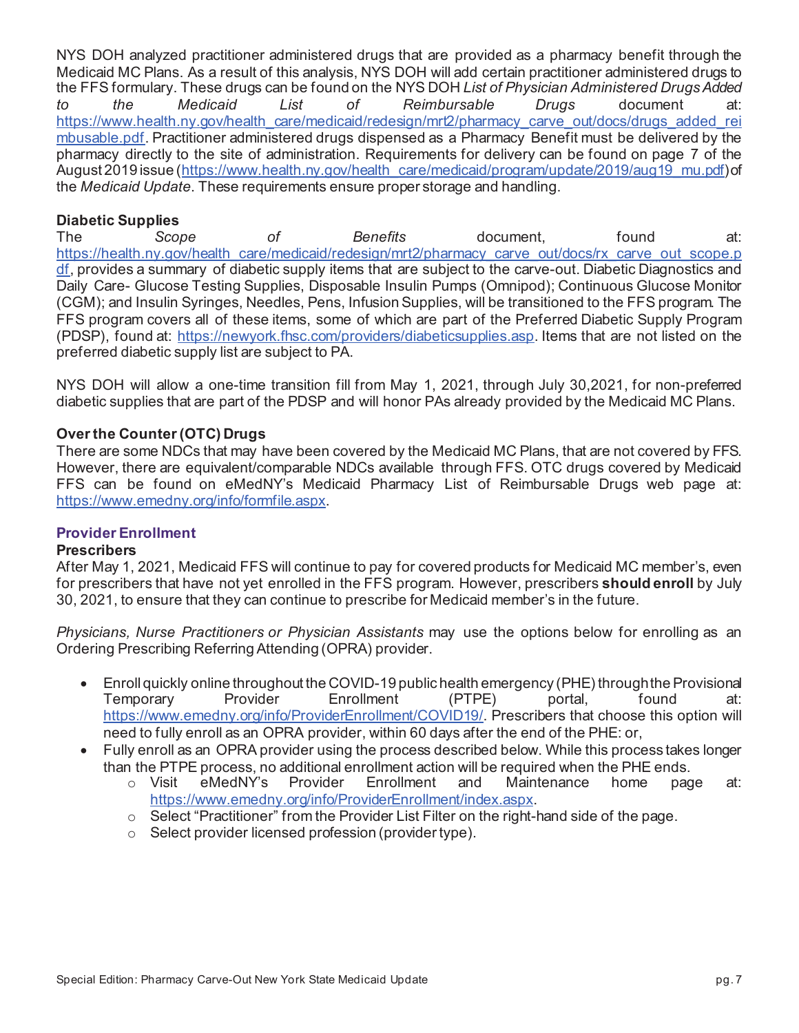NYS DOH analyzed practitioner administered drugs that are provided as a pharmacy benefit through the Medicaid MC Plans. As a result of this analysis, NYS DOH will add certain practitioner administered drugs to the FFS formulary. These drugs can be found on the NYS DOH *List of Physician Administered Drugs Added to the Medicaid List of Reimbursable Drugs* document at: https://www.health.ny.gov/health_care/medicaid/redesign/mrt2/pharmacy_carve_out/docs/drugs_added_reimbusable.pdf. Practitioner administered drugs dispensed as a Pharmacy Benefit must be delivered by the pharmacy directly to the site of administration. Requirements for delivery can be found on page 7 of the August 2019 issue (https://www.health.ny.gov/health_care/medicaid/program/update/2019/aug19_mu.pdf) of the *Medicaid Update*. These requirements ensure proper storage and handling.

**Diabetic Supplies**

The *Scope of Benefits* document, found at: https://health.ny.gov/health_care/medicaid/redesign/mrt2/pharmacy_carve_out/docs/rx_carve_out_scope.pdf, provides a summary of diabetic supply items that are subject to the carve-out. Diabetic Diagnostics and Daily Care- Glucose Testing Supplies, Disposable Insulin Pumps (Omnipod); Continuous Glucose Monitor (CGM); and Insulin Syringes, Needles, Pens, Infusion Supplies, will be transitioned to the FFS program. The FFS program covers all of these items, some of which are part of the Preferred Diabetic Supply Program (PDSP), found at: https://newyork.fhsc.com/providers/diabeticsupplies.asp. Items that are not listed on the preferred diabetic supply list are subject to PA.

NYS DOH will allow a one-time transition fill from May 1, 2021, through July 30,2021, for non-preferred diabetic supplies that are part of the PDSP and will honor PAs already provided by the Medicaid MC Plans.

**Over the Counter (OTC) Drugs**

There are some NDCs that may have been covered by the Medicaid MC Plans, that are not covered by FFS. However, there are equivalent/comparable NDCs available through FFS. OTC drugs covered by Medicaid FFS can be found on eMedNY's Medicaid Pharmacy List of Reimbursable Drugs web page at: https://www.emedny.org/info/formfile.aspx.

## Provider Enrollment

**Prescribers**

After May 1, 2021, Medicaid FFS will continue to pay for covered products for Medicaid MC member's, even for prescribers that have not yet enrolled in the FFS program. However, prescribers **should enroll** by July 30, 2021, to ensure that they can continue to prescribe for Medicaid member's in the future.

*Physicians, Nurse Practitioners or Physician Assistants* may use the options below for enrolling as an Ordering Prescribing Referring Attending (OPRA) provider.

- Enroll quickly online throughout the COVID-19 public health emergency (PHE) through the Provisional Temporary Provider Enrollment (PTPE) portal, found at: https://www.emedny.org/info/ProviderEnrollment/COVID19/. Prescribers that choose this option will need to fully enroll as an OPRA provider, within 60 days after the end of the PHE: or,
- Fully enroll as an OPRA provider using the process described below. While this process takes longer than the PTPE process, no additional enrollment action will be required when the PHE ends.
    - Visit eMedNY's Provider Enrollment and Maintenance home page at: https://www.emedny.org/info/ProviderEnrollment/index.aspx.
    - Select "Practitioner" from the Provider List Filter on the right-hand side of the page.
    - Select provider licensed profession (provider type).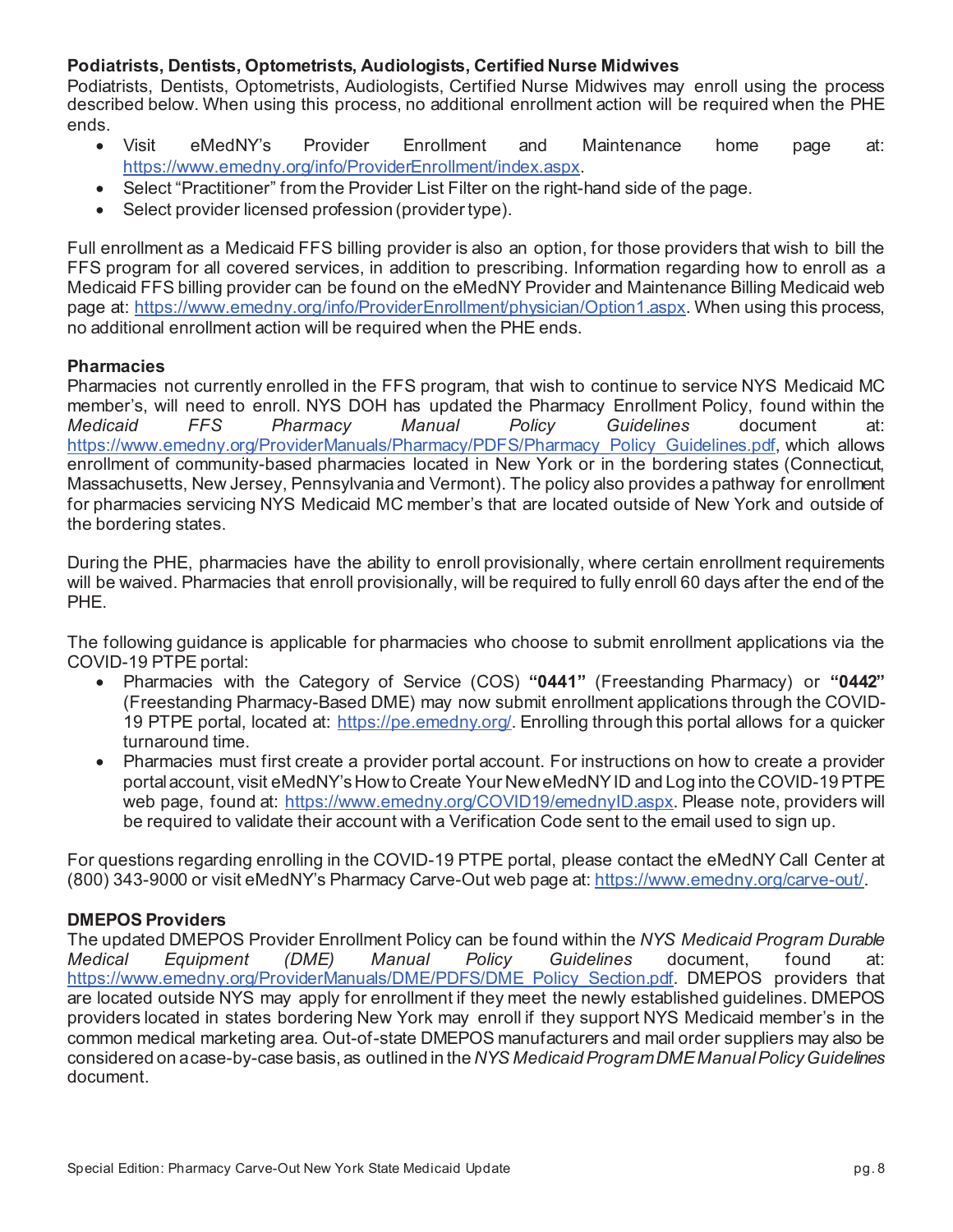### Podiatrists, Dentists, Optometrists, Audiologists, Certified Nurse Midwives

Podiatrists, Dentists, Optometrists, Audiologists, Certified Nurse Midwives may enroll using the process described below. When using this process, no additional enrollment action will be required when the PHE ends.

- Visit eMedNY's Provider Enrollment and Maintenance home page at: https://www.emedny.org/info/ProviderEnrollment/index.aspx.
- Select "Practitioner" from the Provider List Filter on the right-hand side of the page.
- Select provider licensed profession (provider type).

Full enrollment as a Medicaid FFS billing provider is also an option, for those providers that wish to bill the FFS program for all covered services, in addition to prescribing. Information regarding how to enroll as a Medicaid FFS billing provider can be found on the eMedNY Provider and Maintenance Billing Medicaid web page at: https://www.emedny.org/info/ProviderEnrollment/physician/Option1.aspx. When using this process, no additional enrollment action will be required when the PHE ends.

### Pharmacies

Pharmacies not currently enrolled in the FFS program, that wish to continue to service NYS Medicaid MC member's, will need to enroll. NYS DOH has updated the Pharmacy Enrollment Policy, found within the *Medicaid FFS Pharmacy Manual Policy Guidelines* document at: https://www.emedny.org/ProviderManuals/Pharmacy/PDFS/Pharmacy_Policy_Guidelines.pdf, which allows enrollment of community-based pharmacies located in New York or in the bordering states (Connecticut, Massachusetts, New Jersey, Pennsylvania and Vermont). The policy also provides a pathway for enrollment for pharmacies servicing NYS Medicaid MC member's that are located outside of New York and outside of the bordering states.

During the PHE, pharmacies have the ability to enroll provisionally, where certain enrollment requirements will be waived. Pharmacies that enroll provisionally, will be required to fully enroll 60 days after the end of the PHE.

The following guidance is applicable for pharmacies who choose to submit enrollment applications via the COVID-19 PTPE portal:

- Pharmacies with the Category of Service (COS) **"0441"** (Freestanding Pharmacy) or **"0442"** (Freestanding Pharmacy-Based DME) may now submit enrollment applications through the COVID-19 PTPE portal, located at: https://pe.emedny.org/. Enrolling through this portal allows for a quicker turnaround time.
- Pharmacies must first create a provider portal account. For instructions on how to create a provider portal account, visit eMedNY's How to Create Your New eMedNY ID and Log into the COVID-19 PTPE web page, found at: https://www.emedny.org/COVID19/emednyID.aspx. Please note, providers will be required to validate their account with a Verification Code sent to the email used to sign up.

For questions regarding enrolling in the COVID-19 PTPE portal, please contact the eMedNY Call Center at (800) 343-9000 or visit eMedNY's Pharmacy Carve-Out web page at: https://www.emedny.org/carve-out/.

### DMEPOS Providers

The updated DMEPOS Provider Enrollment Policy can be found within the *NYS Medicaid Program Durable Medical Equipment (DME) Manual Policy Guidelines* document, found at: https://www.emedny.org/ProviderManuals/DME/PDFS/DME_Policy_Section.pdf. DMEPOS providers that are located outside NYS may apply for enrollment if they meet the newly established guidelines. DMEPOS providers located in states bordering New York may enroll if they support NYS Medicaid member's in the common medical marketing area. Out-of-state DMEPOS manufacturers and mail order suppliers may also be considered on a case-by-case basis, as outlined in the *NYS Medicaid Program DME Manual Policy Guidelines* document.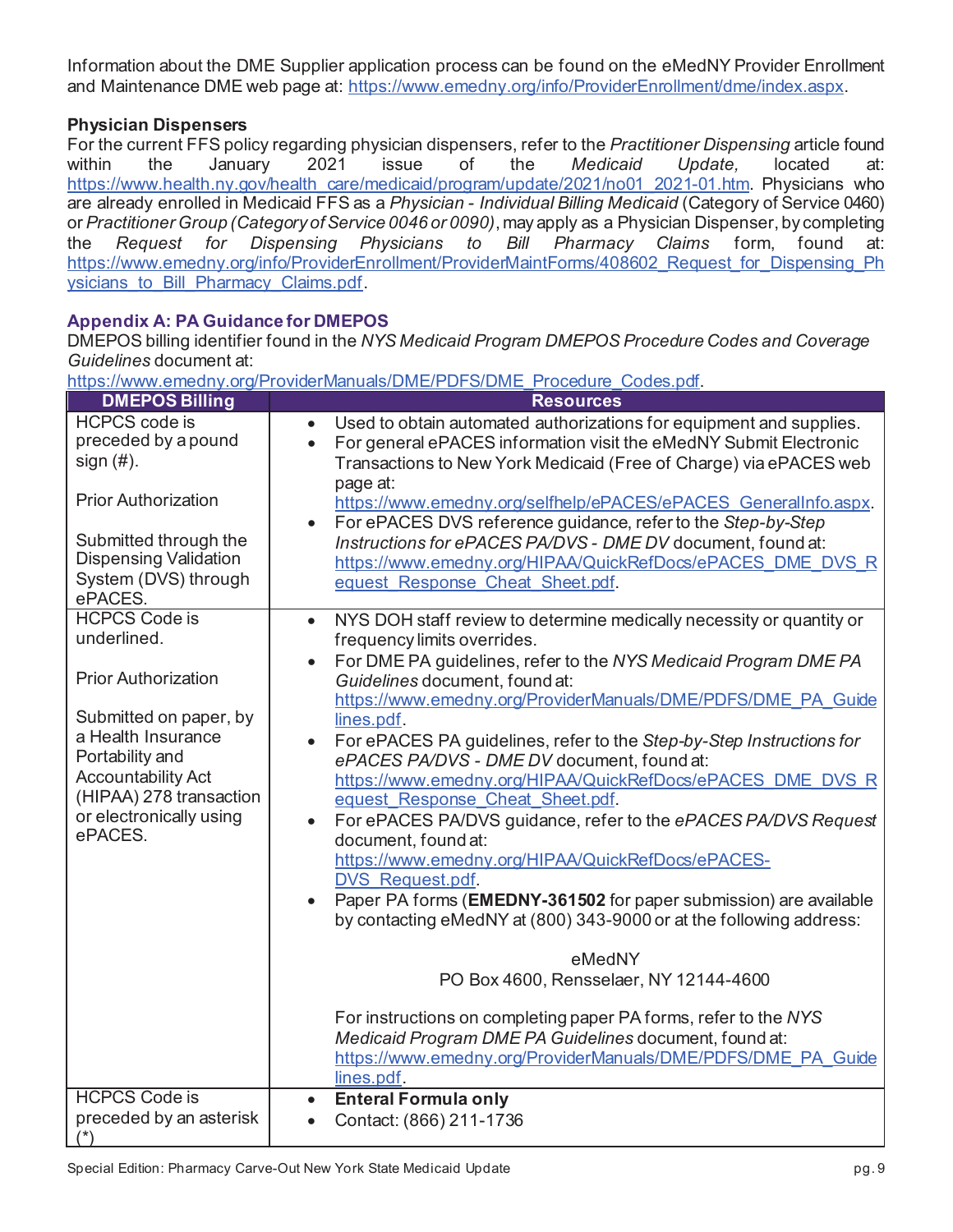Information about the DME Supplier application process can be found on the eMedNY Provider Enrollment and Maintenance DME web page at: https://www.emedny.org/info/ProviderEnrollment/dme/index.aspx.

**Physician Dispensers**

For the current FFS policy regarding physician dispensers, refer to the *Practitioner Dispensing* article found within the January 2021 issue of the *Medicaid Update,* located at: https://www.health.ny.gov/health_care/medicaid/program/update/2021/no01_2021-01.htm. Physicians who are already enrolled in Medicaid FFS as a *Physician - Individual Billing Medicaid* (Category of Service 0460) or *Practitioner Group (Category of Service 0046 or 0090)*, may apply as a Physician Dispenser, by completing the *Request for Dispensing Physicians to Bill Pharmacy Claims* form, found at: https://www.emedny.org/info/ProviderEnrollment/ProviderMaintForms/408602_Request_for_Dispensing_Physicians_to_Bill_Pharmacy_Claims.pdf.

## Appendix A: PA Guidance for DMEPOS

DMEPOS billing identifier found in the *NYS Medicaid Program DMEPOS Procedure Codes and Coverage Guidelines* document at: https://www.emedny.org/ProviderManuals/DME/PDFS/DME_Procedure_Codes.pdf.

| DMEPOS Billing | Resources |
|---|---|
| HCPCS code is preceded by a pound sign (#).<br><br>Prior Authorization<br><br>Submitted through the Dispensing Validation System (DVS) through ePACES. | • Used to obtain automated authorizations for equipment and supplies.<br>• For general ePACES information visit the eMedNY Submit Electronic Transactions to New York Medicaid (Free of Charge) via ePACES web page at: https://www.emedny.org/selfhelp/ePACES/ePACES_GeneralInfo.aspx.<br>• For ePACES DVS reference guidance, refer to the *Step-by-Step Instructions for ePACES PA/DVS - DME DV* document, found at: https://www.emedny.org/HIPAA/QuickRefDocs/ePACES_DME_DVS_Request_Response_Cheat_Sheet.pdf. |
| HCPCS Code is underlined.<br><br>Prior Authorization<br><br>Submitted on paper, by a Health Insurance Portability and Accountability Act (HIPAA) 278 transaction or electronically using ePACES. | • NYS DOH staff review to determine medically necessity or quantity or frequency limits overrides.<br>• For DME PA guidelines, refer to the *NYS Medicaid Program DME PA Guidelines* document, found at: https://www.emedny.org/ProviderManuals/DME/PDFS/DME_PA_Guidelines.pdf.<br>• For ePACES PA guidelines, refer to the *Step-by-Step Instructions for ePACES PA/DVS - DME DV* document, found at: https://www.emedny.org/HIPAA/QuickRefDocs/ePACES_DME_DVS_Request_Response_Cheat_Sheet.pdf.<br>• For ePACES PA/DVS guidance, refer to the *ePACES PA/DVS Request* document, found at: https://www.emedny.org/HIPAA/QuickRefDocs/ePACES-DVS_Request.pdf.<br>• Paper PA forms (**EMEDNY-361502** for paper submission) are available by contacting eMedNY at (800) 343-9000 or at the following address:<br><br>eMedNY<br>PO Box 4600, Rensselaer, NY 12144-4600<br><br>For instructions on completing paper PA forms, refer to the *NYS Medicaid Program DME PA Guidelines* document, found at: https://www.emedny.org/ProviderManuals/DME/PDFS/DME_PA_Guidelines.pdf. |
| HCPCS Code is preceded by an asterisk (*) | • **Enteral Formula only**<br>• Contact: (866) 211-1736 |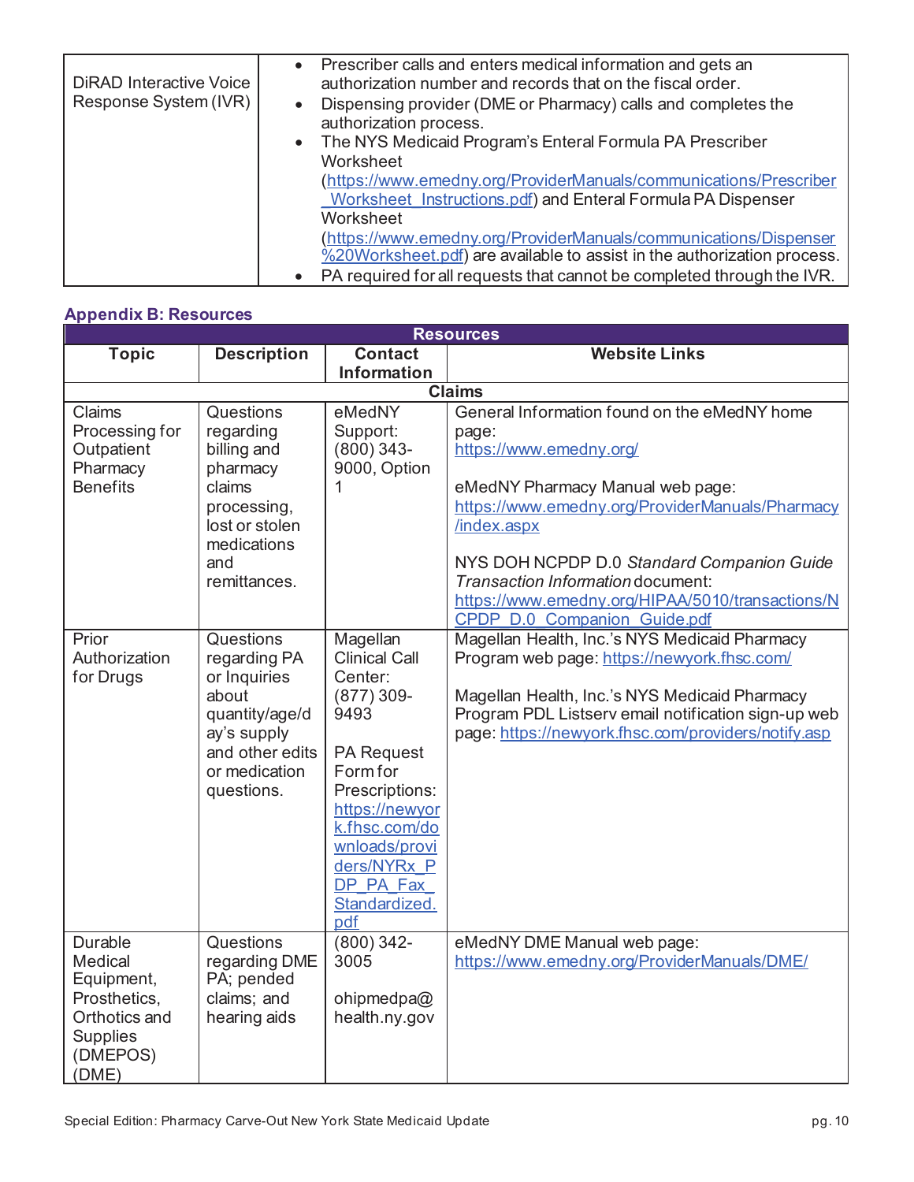| | |
|---|---|
| DiRAD Interactive Voice Response System (IVR) | • Prescriber calls and enters medical information and gets an authorization number and records that on the fiscal order.<br>• Dispensing provider (DME or Pharmacy) calls and completes the authorization process.<br>• The NYS Medicaid Program's Enteral Formula PA Prescriber Worksheet (https://www.emedny.org/ProviderManuals/communications/Prescriber_Worksheet_Instructions.pdf) and Enteral Formula PA Dispenser Worksheet (https://www.emedny.org/ProviderManuals/communications/Dispenser%20Worksheet.pdf) are available to assist in the authorization process.<br>• PA required for all requests that cannot be completed through the IVR. |

## Appendix B: Resources

| Resources | | | |
|---|---|---|---|
| **Topic** | **Description** | **Contact Information** | **Website Links** |
| **Claims** | | | |
| Claims Processing for Outpatient Pharmacy Benefits | Questions regarding billing and pharmacy claims processing, lost or stolen medications and remittances. | eMedNY Support: (800) 343-9000, Option 1 | General Information found on the eMedNY home page: https://www.emedny.org/<br><br>eMedNY Pharmacy Manual web page: https://www.emedny.org/ProviderManuals/Pharmacy/index.aspx<br><br>NYS DOH NCPDP D.0 *Standard Companion Guide Transaction Information* document: https://www.emedny.org/HIPAA/5010/transactions/NCPDP_D.0_Companion_Guide.pdf |
| Prior Authorization for Drugs | Questions regarding PA or Inquiries about quantity/age/day's supply and other edits or medication questions. | Magellan Clinical Call Center: (877) 309-9493<br><br>PA Request Form for Prescriptions: https://newyork.fhsc.com/downloads/providers/NYRx_PDP_PA_Fax_Standardized.pdf | Magellan Health, Inc.'s NYS Medicaid Pharmacy Program web page: https://newyork.fhsc.com/<br><br>Magellan Health, Inc.'s NYS Medicaid Pharmacy Program PDL Listserv email notification sign-up web page: https://newyork.fhsc.com/providers/notify.asp |
| Durable Medical Equipment, Prosthetics, Orthotics and Supplies (DMEPOS) (DME) | Questions regarding DME PA; pended claims; and hearing aids | (800) 342-3005<br><br>ohipmedpa@health.ny.gov | eMedNY DME Manual web page: https://www.emedny.org/ProviderManuals/DME/ |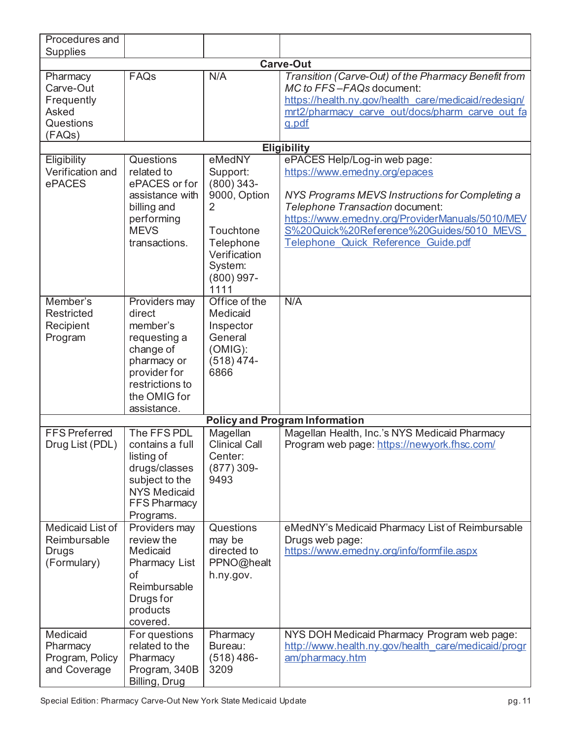| | | | |
|---|---|---|---|
| Procedures and Supplies | | | |
| **Carve-Out** | | | |
| Pharmacy Carve-Out Frequently Asked Questions (FAQs) | FAQs | N/A | *Transition (Carve-Out) of the Pharmacy Benefit from MC to FFS –FAQs* document: [https://health.ny.gov/health_care/medicaid/redesign/mrt2/pharmacy_carve_out/docs/pharm_carve_out_faq.pdf](https://health.ny.gov/health_care/medicaid/redesign/mrt2/pharmacy_carve_out/docs/pharm_carve_out_faq.pdf) |
| **Eligibility** | | | |
| Eligibility Verification and ePACES | Questions related to ePACES or for assistance with billing and performing MEVS transactions. | eMedNY Support: (800) 343-9000, Option 2<br><br>Touchtone Telephone Verification System: (800) 997-1111 | ePACES Help/Log-in web page: [https://www.emedny.org/epaces](https://www.emedny.org/epaces)<br><br>*NYS Programs MEVS Instructions for Completing a Telephone Transaction* document: [https://www.emedny.org/ProviderManuals/5010/MEVS%20Quick%20Reference%20Guides/5010_MEVS_Telephone_Quick_Reference_Guide.pdf](https://www.emedny.org/ProviderManuals/5010/MEVS%20Quick%20Reference%20Guides/5010_MEVS_Telephone_Quick_Reference_Guide.pdf) |
| Member's Restricted Recipient Program | Providers may direct member's requesting a change of pharmacy or provider for restrictions to the OMIG for assistance. | Office of the Medicaid Inspector General (OMIG): (518) 474-6866 | N/A |
| **Policy and Program Information** | | | |
| FFS Preferred Drug List (PDL) | The FFS PDL contains a full listing of drugs/classes subject to the NYS Medicaid FFS Pharmacy Programs. | Magellan Clinical Call Center: (877) 309-9493 | Magellan Health, Inc.'s NYS Medicaid Pharmacy Program web page: [https://newyork.fhsc.com/](https://newyork.fhsc.com/) |
| Medicaid List of Reimbursable Drugs (Formulary) | Providers may review the Medicaid Pharmacy List of Reimbursable Drugs for products covered. | Questions may be directed to PPNO@health.ny.gov. | eMedNY's Medicaid Pharmacy List of Reimbursable Drugs web page: [https://www.emedny.org/info/formfile.aspx](https://www.emedny.org/info/formfile.aspx) |
| Medicaid Pharmacy Program, Policy and Coverage | For questions related to the Pharmacy Program, 340B Billing, Drug | Pharmacy Bureau: (518) 486-3209 | NYS DOH Medicaid Pharmacy Program web page: [http://www.health.ny.gov/health_care/medicaid/program/pharmacy.htm](http://www.health.ny.gov/health_care/medicaid/program/pharmacy.htm) |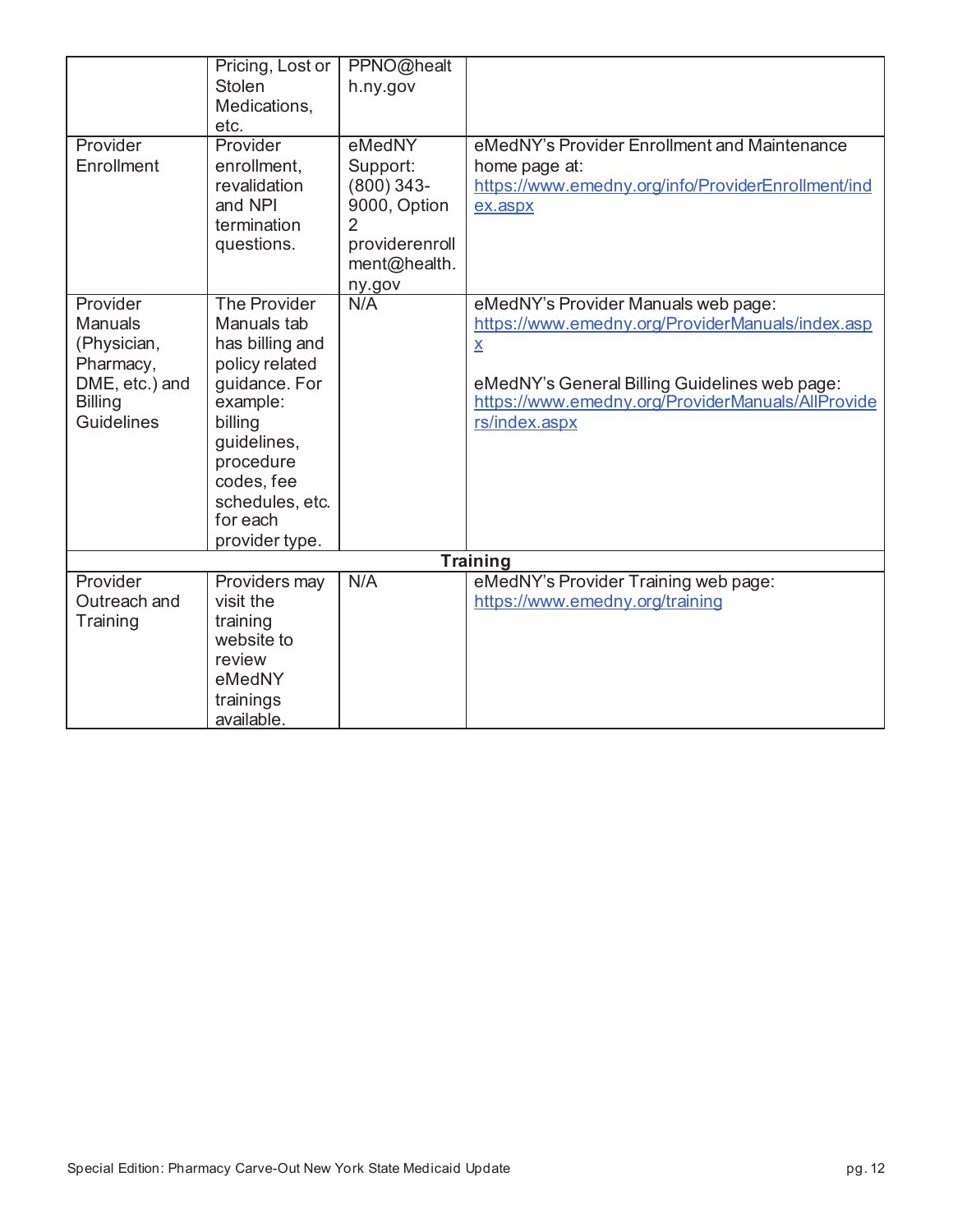| | | | |
|---|---|---|---|
| | Pricing, Lost or Stolen Medications, etc. | PPNO@health.ny.gov | |
| Provider Enrollment | Provider enrollment, revalidation and NPI termination questions. | eMedNY Support: (800) 343-9000, Option 2 providerenrollment@health.ny.gov | eMedNY's Provider Enrollment and Maintenance home page at: https://www.emedny.org/info/ProviderEnrollment/index.aspx |
| Provider Manuals (Physician, Pharmacy, DME, etc.) and Billing Guidelines | The Provider Manuals tab has billing and policy related guidance. For example: billing guidelines, procedure codes, fee schedules, etc. for each provider type. | N/A | eMedNY's Provider Manuals web page: https://www.emedny.org/ProviderManuals/index.aspx<br><br>eMedNY's General Billing Guidelines web page: https://www.emedny.org/ProviderManuals/AllProviders/index.aspx |
| **Training** | | | |
| Provider Outreach and Training | Providers may visit the training website to review eMedNY trainings available. | N/A | eMedNY's Provider Training web page: https://www.emedny.org/training |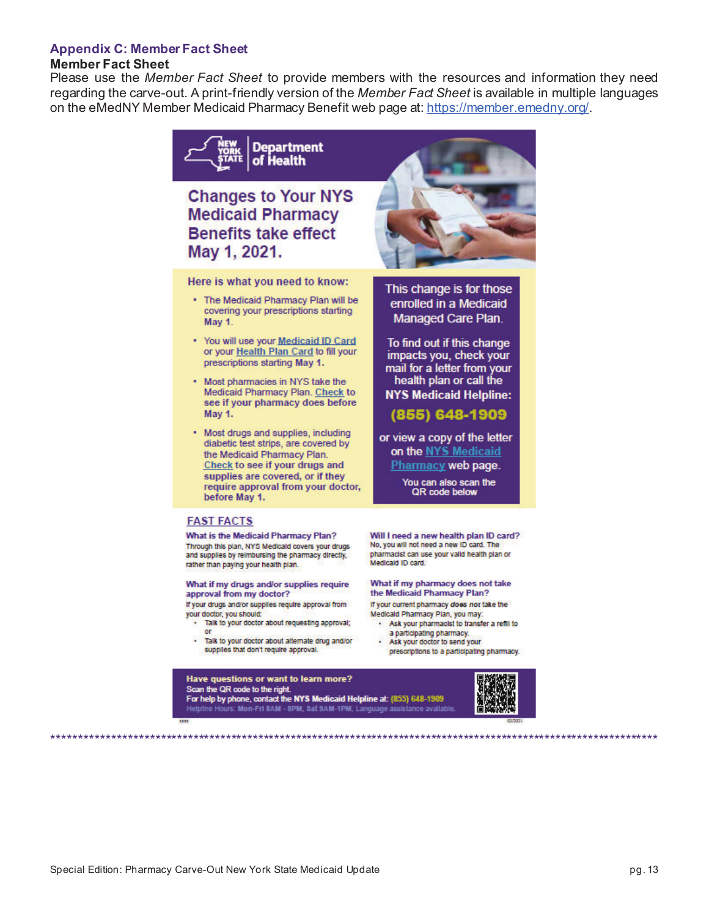### Appendix C: Member Fact Sheet

**Member Fact Sheet**

Please use the *Member Fact Sheet* to provide members with the resources and information they need regarding the carve-out. A print-friendly version of the *Member Fact Sheet* is available in multiple languages on the eMedNY Member Medicaid Pharmacy Benefit web page at: [https://member.emedny.org/](https://member.emedny.org/).

NEW YORK STATE | Department of Health

## Changes to Your NYS Medicaid Pharmacy Benefits take effect May 1, 2021.

**Here is what you need to know:**

- The Medicaid Pharmacy Plan will be covering your prescriptions starting **May 1**.
- You will use your Medicaid ID Card or your Health Plan Card to fill your prescriptions starting **May 1.**
- Most pharmacies in NYS take the Medicaid Pharmacy Plan. Check to see if your pharmacy does before **May 1.**
- Most drugs and supplies, including diabetic test strips, are covered by the Medicaid Pharmacy Plan. Check to see if your drugs and supplies are covered, or if they require approval from your doctor, before **May 1.**

This change is for those enrolled in a Medicaid Managed Care Plan.

To find out if this change impacts you, check your mail for a letter from your health plan or call the **NYS Medicaid Helpline:**

**(855) 648-1909**

or view a copy of the letter on the NYS Medicaid Pharmacy web page.

You can also scan the QR code below

### FAST FACTS

**What is the Medicaid Pharmacy Plan?**
Through this plan, NYS Medicaid covers your drugs and supplies by reimbursing the pharmacy directly, rather than paying your health plan.

**What if my drugs and/or supplies require approval from my doctor?**
If your drugs and/or supplies require approval from your doctor, you should:

- Talk to your doctor about requesting approval; or
- Talk to your doctor about alternate drug and/or supplies that don't require approval.

**Will I need a new health plan ID card?**
No, you will not need a new ID card. The pharmacist can use your valid health plan or Medicaid ID card.

**What if my pharmacy does not take the Medicaid Pharmacy Plan?**
If your current pharmacy ***does not*** take the Medicaid Pharmacy Plan, you may:

- Ask your pharmacist to transfer a refill to a participating pharmacy.
- Ask your doctor to send your prescriptions to a participating pharmacy.

**Have questions or want to learn more?**
Scan the QR code to the right.
For help by phone, contact the **NYS Medicaid Helpline** at: (855) 648-1909
Helpline Hours: Mon-Fri 8AM - 8PM, Sat 9AM-1PM, Language assistance available.

\*\*\*\*\*\*\*\*\*\*\*\*\*\*\*\*\*\*\*\*\*\*\*\*\*\*\*\*\*\*\*\*\*\*\*\*\*\*\*\*\*\*\*\*\*\*\*\*\*\*\*\*\*\*\*\*\*\*\*\*\*\*\*\*\*\*\*\*\*\*\*\*\*\*\*\*\*\*\*\*\*\*\*\*\*\*\*\*\*\*\*\*\*\*\*\*\*\*\*\*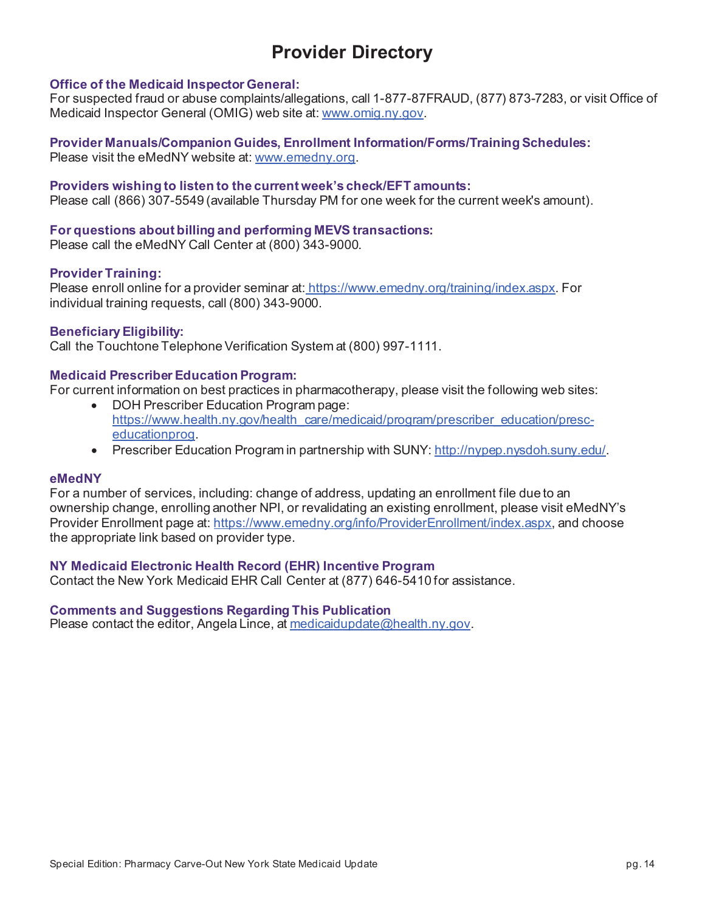# Provider Directory

**Office of the Medicaid Inspector General:**
For suspected fraud or abuse complaints/allegations, call 1-877-87FRAUD, (877) 873-7283, or visit Office of Medicaid Inspector General (OMIG) web site at: www.omig.ny.gov.

**Provider Manuals/Companion Guides, Enrollment Information/Forms/Training Schedules:**
Please visit the eMedNY website at: www.emedny.org.

**Providers wishing to listen to the current week's check/EFT amounts:**
Please call (866) 307-5549 (available Thursday PM for one week for the current week's amount).

**For questions about billing and performing MEVS transactions:**
Please call the eMedNY Call Center at (800) 343-9000.

**Provider Training:**
Please enroll online for a provider seminar at: https://www.emedny.org/training/index.aspx. For individual training requests, call (800) 343-9000.

**Beneficiary Eligibility:**
Call the Touchtone Telephone Verification System at (800) 997-1111.

**Medicaid Prescriber Education Program:**
For current information on best practices in pharmacotherapy, please visit the following web sites:

- DOH Prescriber Education Program page: https://www.health.ny.gov/health_care/medicaid/program/prescriber_education/presc-educationprog.
- Prescriber Education Program in partnership with SUNY: http://nypep.nysdoh.suny.edu/.

**eMedNY**
For a number of services, including: change of address, updating an enrollment file due to an ownership change, enrolling another NPI, or revalidating an existing enrollment, please visit eMedNY's Provider Enrollment page at: https://www.emedny.org/info/ProviderEnrollment/index.aspx, and choose the appropriate link based on provider type.

**NY Medicaid Electronic Health Record (EHR) Incentive Program**
Contact the New York Medicaid EHR Call Center at (877) 646-5410 for assistance.

**Comments and Suggestions Regarding This Publication**
Please contact the editor, Angela Lince, at medicaidupdate@health.ny.gov.